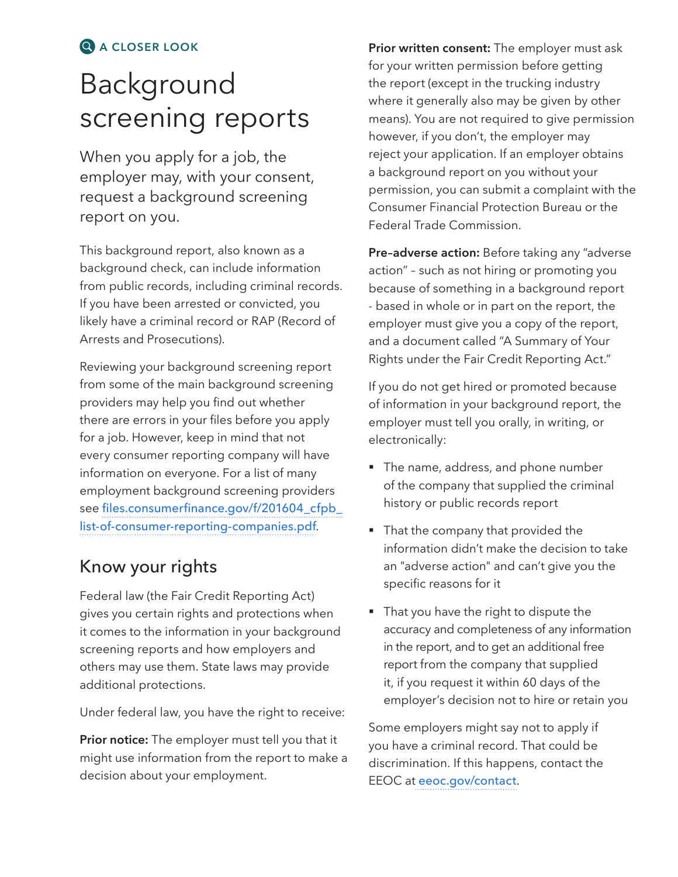A CLOSER LOOK

# Background screening reports

When you apply for a job, the employer may, with your consent, request a background screening report on you.

This background report, also known as a background check, can include information from public records, including criminal records. If you have been arrested or convicted, you likely have a criminal record or RAP (Record of Arrests and Prosecutions).

Reviewing your background screening report from some of the main background screening providers may help you find out whether there are errors in your files before you apply for a job. However, keep in mind that not every consumer reporting company will have information on everyone. For a list of many employment background screening providers see files.consumerfinance.gov/f/201604_cfpb_list-of-consumer-reporting-companies.pdf.

## Know your rights

Federal law (the Fair Credit Reporting Act) gives you certain rights and protections when it comes to the information in your background screening reports and how employers and others may use them. State laws may provide additional protections.

Under federal law, you have the right to receive:

**Prior notice:** The employer must tell you that it might use information from the report to make a decision about your employment.

**Prior written consent:** The employer must ask for your written permission before getting the report (except in the trucking industry where it generally also may be given by other means). You are not required to give permission however, if you don't, the employer may reject your application. If an employer obtains a background report on you without your permission, you can submit a complaint with the Consumer Financial Protection Bureau or the Federal Trade Commission.

**Pre-adverse action:** Before taking any "adverse action" – such as not hiring or promoting you because of something in a background report - based in whole or in part on the report, the employer must give you a copy of the report, and a document called "A Summary of Your Rights under the Fair Credit Reporting Act."

If you do not get hired or promoted because of information in your background report, the employer must tell you orally, in writing, or electronically:

- The name, address, and phone number of the company that supplied the criminal history or public records report
- That the company that provided the information didn't make the decision to take an "adverse action" and can't give you the specific reasons for it
- That you have the right to dispute the accuracy and completeness of any information in the report, and to get an additional free report from the company that supplied it, if you request it within 60 days of the employer's decision not to hire or retain you

Some employers might say not to apply if you have a criminal record. That could be discrimination. If this happens, contact the EEOC at eeoc.gov/contact.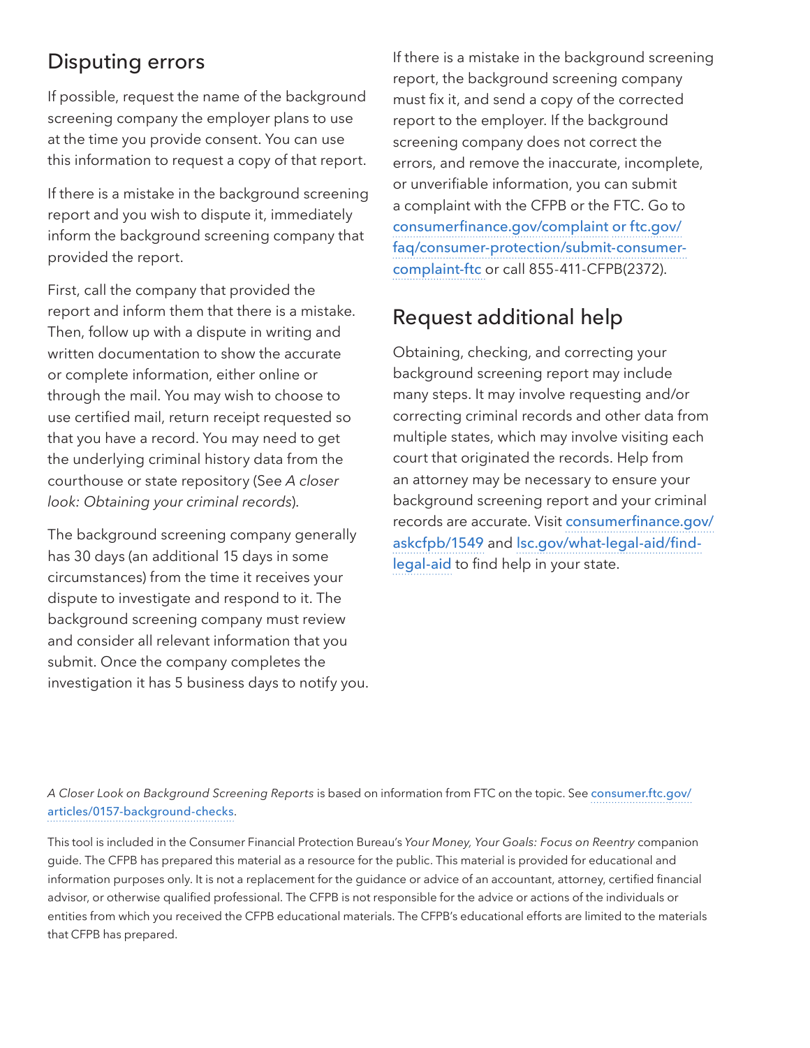## Disputing errors

If possible, request the name of the background screening company the employer plans to use at the time you provide consent. You can use this information to request a copy of that report.

If there is a mistake in the background screening report and you wish to dispute it, immediately inform the background screening company that provided the report.

First, call the company that provided the report and inform them that there is a mistake. Then, follow up with a dispute in writing and written documentation to show the accurate or complete information, either online or through the mail. You may wish to choose to use certified mail, return receipt requested so that you have a record. You may need to get the underlying criminal history data from the courthouse or state repository (See *A closer look: Obtaining your criminal records*).

The background screening company generally has 30 days (an additional 15 days in some circumstances) from the time it receives your dispute to investigate and respond to it. The background screening company must review and consider all relevant information that you submit. Once the company completes the investigation it has 5 business days to notify you.

If there is a mistake in the background screening report, the background screening company must fix it, and send a copy of the corrected report to the employer. If the background screening company does not correct the errors, and remove the inaccurate, incomplete, or unverifiable information, you can submit a complaint with the CFPB or the FTC. Go to consumerfinance.gov/complaint or ftc.gov/faq/consumer-protection/submit-consumer-complaint-ftc or call 855-411-CFPB(2372).

## Request additional help

Obtaining, checking, and correcting your background screening report may include many steps. It may involve requesting and/or correcting criminal records and other data from multiple states, which may involve visiting each court that originated the records. Help from an attorney may be necessary to ensure your background screening report and your criminal records are accurate. Visit consumerfinance.gov/askcfpb/1549 and lsc.gov/what-legal-aid/find-legal-aid to find help in your state.

*A Closer Look on Background Screening Reports* is based on information from FTC on the topic. See consumer.ftc.gov/articles/0157-background-checks.

This tool is included in the Consumer Financial Protection Bureau's *Your Money, Your Goals: Focus on Reentry* companion guide. The CFPB has prepared this material as a resource for the public. This material is provided for educational and information purposes only. It is not a replacement for the guidance or advice of an accountant, attorney, certified financial advisor, or otherwise qualified professional. The CFPB is not responsible for the advice or actions of the individuals or entities from which you received the CFPB educational materials. The CFPB's educational efforts are limited to the materials that CFPB has prepared.